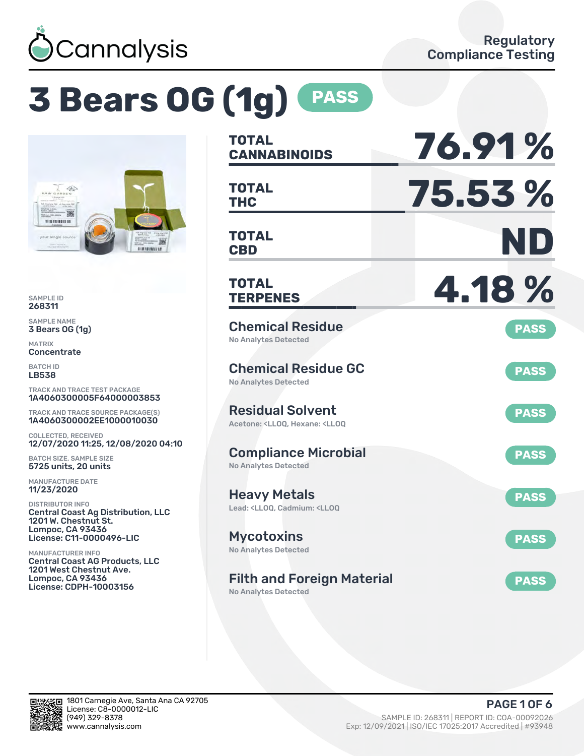Cannalysis

Regulatory Compliance Testing

# 3 Bears OG (1g) PASS

SAMPLE ID
268311

SAMPLE NAME
3 Bears OG (1g)

MATRIX
Concentrate

BATCH ID
LB538

TRACK AND TRACE TEST PACKAGE
1A4060300005F64000003853

TRACK AND TRACE SOURCE PACKAGE(S)
1A4060300002EE1000010030

COLLECTED, RECEIVED
12/07/2020 11:25, 12/08/2020 04:10

BATCH SIZE, SAMPLE SIZE
5725 units, 20 units

MANUFACTURE DATE
11/23/2020

DISTRIBUTOR INFO
Central Coast Ag Distribution, LLC
1201 W. Chestnut St.
Lompoc, CA 93436
License: C11-0000496-LIC

MANUFACTURER INFO
Central Coast AG Products, LLC
1201 West Chestnut Ave.
Lompoc, CA 93436
License: CDPH-10003156

| | |
|---|---|
| **TOTAL CANNABINOIDS** | **76.91 %** |
| **TOTAL THC** | **75.53 %** |
| **TOTAL CBD** | **ND** |
| **TOTAL TERPENES** | **4.18 %** |

| Test | Result |
|---|---|
| **Chemical Residue**<br>No Analytes Detected | PASS |
| **Chemical Residue GC**<br>No Analytes Detected | PASS |
| **Residual Solvent**<br>Acetone: <LLOQ, Hexane: <LLOQ | PASS |
| **Compliance Microbial**<br>No Analytes Detected | PASS |
| **Heavy Metals**<br>Lead: <LLOQ, Cadmium: <LLOQ | PASS |
| **Mycotoxins**<br>No Analytes Detected | PASS |
| **Filth and Foreign Material**<br>No Analytes Detected | PASS |

1801 Carnegie Ave, Santa Ana CA 92705
License: C8-0000012-LIC
(949) 329-8378
www.cannalysis.com

SAMPLE ID: 268311 | REPORT ID: COA-00092026
Exp: 12/09/2021 | ISO/IEC 17025:2017 Accredited | #93948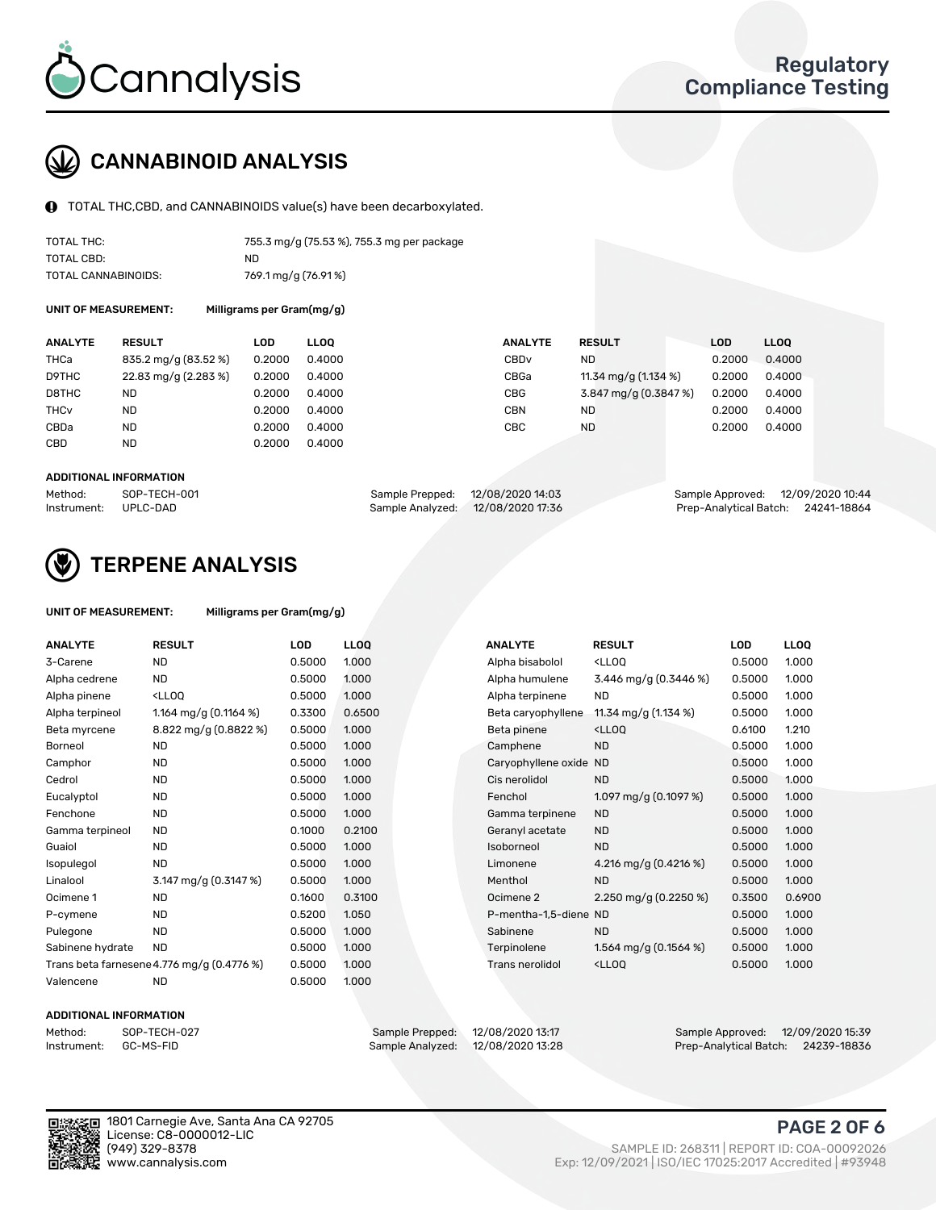# Cannalysis

**Regulatory Compliance Testing**

## CANNABINOID ANALYSIS

TOTAL THC,CBD, and CANNABINOIDS value(s) have been decarboxylated.

| | |
|---|---|
| TOTAL THC: | 755.3 mg/g (75.53 %), 755.3 mg per package |
| TOTAL CBD: | ND |
| TOTAL CANNABINOIDS: | 769.1 mg/g (76.91 %) |

UNIT OF MEASUREMENT: Milligrams per Gram(mg/g)

| ANALYTE | RESULT | LOD | LLOQ | ANALYTE | RESULT | LOD | LLOQ |
|---|---|---|---|---|---|---|---|
| THCa | 835.2 mg/g (83.52 %) | 0.2000 | 0.4000 | CBDv | ND | 0.2000 | 0.4000 |
| D9THC | 22.83 mg/g (2.283 %) | 0.2000 | 0.4000 | CBGa | 11.34 mg/g (1.134 %) | 0.2000 | 0.4000 |
| D8THC | ND | 0.2000 | 0.4000 | CBG | 3.847 mg/g (0.3847 %) | 0.2000 | 0.4000 |
| THCv | ND | 0.2000 | 0.4000 | CBN | ND | 0.2000 | 0.4000 |
| CBDa | ND | 0.2000 | 0.4000 | CBC | ND | 0.2000 | 0.4000 |
| CBD | ND | 0.2000 | 0.4000 | | | | |

### ADDITIONAL INFORMATION

| | | | | | |
|---|---|---|---|---|---|
| Method: | SOP-TECH-001 | Sample Prepped: | 12/08/2020 14:03 | Sample Approved: | 12/09/2020 10:44 |
| Instrument: | UPLC-DAD | Sample Analyzed: | 12/08/2020 17:36 | Prep-Analytical Batch: | 24241-18864 |

## TERPENE ANALYSIS

UNIT OF MEASUREMENT: Milligrams per Gram(mg/g)

| ANALYTE | RESULT | LOD | LLOQ | ANALYTE | RESULT | LOD | LLOQ |
|---|---|---|---|---|---|---|---|
| 3-Carene | ND | 0.5000 | 1.000 | Alpha bisabolol | <LLOQ | 0.5000 | 1.000 |
| Alpha cedrene | ND | 0.5000 | 1.000 | Alpha humulene | 3.446 mg/g (0.3446 %) | 0.5000 | 1.000 |
| Alpha pinene | <LLOQ | 0.5000 | 1.000 | Alpha terpinene | ND | 0.5000 | 1.000 |
| Alpha terpineol | 1.164 mg/g (0.1164 %) | 0.3300 | 0.6500 | Beta caryophyllene | 11.34 mg/g (1.134 %) | 0.5000 | 1.000 |
| Beta myrcene | 8.822 mg/g (0.8822 %) | 0.5000 | 1.000 | Beta pinene | <LLOQ | 0.6100 | 1.210 |
| Borneol | ND | 0.5000 | 1.000 | Camphene | ND | 0.5000 | 1.000 |
| Camphor | ND | 0.5000 | 1.000 | Caryophyllene oxide | ND | 0.5000 | 1.000 |
| Cedrol | ND | 0.5000 | 1.000 | Cis nerolidol | ND | 0.5000 | 1.000 |
| Eucalyptol | ND | 0.5000 | 1.000 | Fenchol | 1.097 mg/g (0.1097 %) | 0.5000 | 1.000 |
| Fenchone | ND | 0.5000 | 1.000 | Gamma terpinene | ND | 0.5000 | 1.000 |
| Gamma terpineol | ND | 0.1000 | 0.2100 | Geranyl acetate | ND | 0.5000 | 1.000 |
| Guaiol | ND | 0.5000 | 1.000 | Isoborneol | ND | 0.5000 | 1.000 |
| Isopulegol | ND | 0.5000 | 1.000 | Limonene | 4.216 mg/g (0.4216 %) | 0.5000 | 1.000 |
| Linalool | 3.147 mg/g (0.3147 %) | 0.5000 | 1.000 | Menthol | ND | 0.5000 | 1.000 |
| Ocimene 1 | ND | 0.1600 | 0.3100 | Ocimene 2 | 2.250 mg/g (0.2250 %) | 0.3500 | 0.6900 |
| P-cymene | ND | 0.5200 | 1.050 | P-mentha-1,5-diene | ND | 0.5000 | 1.000 |
| Pulegone | ND | 0.5000 | 1.000 | Sabinene | ND | 0.5000 | 1.000 |
| Sabinene hydrate | ND | 0.5000 | 1.000 | Terpinolene | 1.564 mg/g (0.1564 %) | 0.5000 | 1.000 |
| Trans beta farnesene | 4.776 mg/g (0.4776 %) | 0.5000 | 1.000 | Trans nerolidol | <LLOQ | 0.5000 | 1.000 |
| Valencene | ND | 0.5000 | 1.000 | | | | |

### ADDITIONAL INFORMATION

| | | | | | |
|---|---|---|---|---|---|
| Method: | SOP-TECH-027 | Sample Prepped: | 12/08/2020 13:17 | Sample Approved: | 12/09/2020 15:39 |
| Instrument: | GC-MS-FID | Sample Analyzed: | 12/08/2020 13:28 | Prep-Analytical Batch: | 24239-18836 |

1801 Carnegie Ave, Santa Ana CA 92705
License: C8-0000012-LIC
(949) 329-8378
www.cannalysis.com

SAMPLE ID: 268311 | REPORT ID: COA-00092026
Exp: 12/09/2021 | ISO/IEC 17025:2017 Accredited | #93948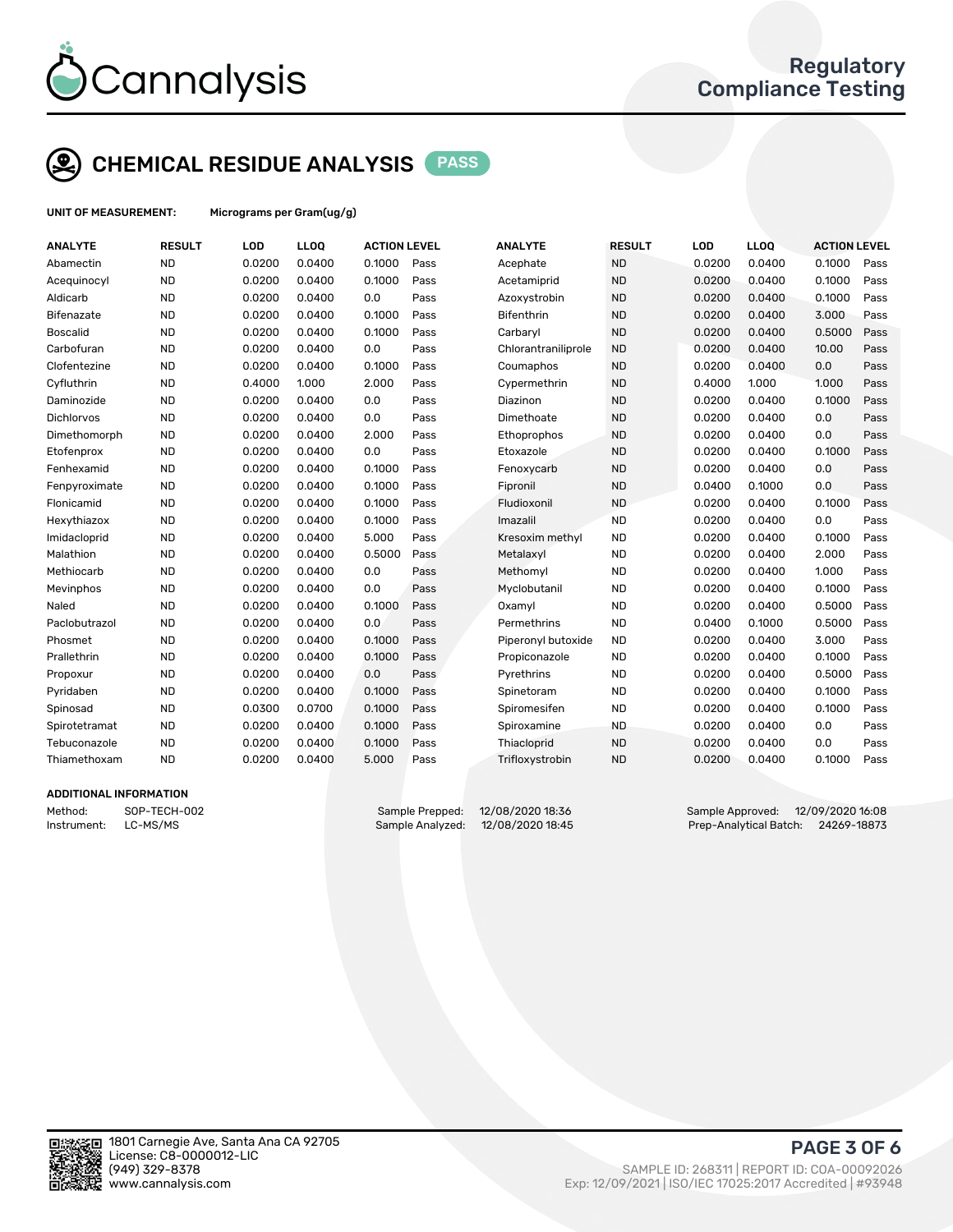Cannalysis

Regulatory Compliance Testing

## CHEMICAL RESIDUE ANALYSIS PASS

**UNIT OF MEASUREMENT:** Micrograms per Gram(ug/g)

| ANALYTE | RESULT | LOD | LLOQ | ACTION LEVEL | | ANALYTE | RESULT | LOD | LLOQ | ACTION LEVEL | |
|---|---|---|---|---|---|---|---|---|---|---|---|
| Abamectin | ND | 0.0200 | 0.0400 | 0.1000 | Pass | Acephate | ND | 0.0200 | 0.0400 | 0.1000 | Pass |
| Acequinocyl | ND | 0.0200 | 0.0400 | 0.1000 | Pass | Acetamiprid | ND | 0.0200 | 0.0400 | 0.1000 | Pass |
| Aldicarb | ND | 0.0200 | 0.0400 | 0.0 | Pass | Azoxystrobin | ND | 0.0200 | 0.0400 | 0.1000 | Pass |
| Bifenazate | ND | 0.0200 | 0.0400 | 0.1000 | Pass | Bifenthrin | ND | 0.0200 | 0.0400 | 3.000 | Pass |
| Boscalid | ND | 0.0200 | 0.0400 | 0.1000 | Pass | Carbaryl | ND | 0.0200 | 0.0400 | 0.5000 | Pass |
| Carbofuran | ND | 0.0200 | 0.0400 | 0.0 | Pass | Chlorantraniliprole | ND | 0.0200 | 0.0400 | 10.00 | Pass |
| Clofentezine | ND | 0.0200 | 0.0400 | 0.1000 | Pass | Coumaphos | ND | 0.0200 | 0.0400 | 0.0 | Pass |
| Cyfluthrin | ND | 0.4000 | 1.000 | 2.000 | Pass | Cypermethrin | ND | 0.4000 | 1.000 | 1.000 | Pass |
| Daminozide | ND | 0.0200 | 0.0400 | 0.0 | Pass | Diazinon | ND | 0.0200 | 0.0400 | 0.1000 | Pass |
| Dichlorvos | ND | 0.0200 | 0.0400 | 0.0 | Pass | Dimethoate | ND | 0.0200 | 0.0400 | 0.0 | Pass |
| Dimethomorph | ND | 0.0200 | 0.0400 | 2.000 | Pass | Ethoprophos | ND | 0.0200 | 0.0400 | 0.0 | Pass |
| Etofenprox | ND | 0.0200 | 0.0400 | 0.0 | Pass | Etoxazole | ND | 0.0200 | 0.0400 | 0.1000 | Pass |
| Fenhexamid | ND | 0.0200 | 0.0400 | 0.1000 | Pass | Fenoxycarb | ND | 0.0200 | 0.0400 | 0.0 | Pass |
| Fenpyroximate | ND | 0.0200 | 0.0400 | 0.1000 | Pass | Fipronil | ND | 0.0400 | 0.1000 | 0.0 | Pass |
| Flonicamid | ND | 0.0200 | 0.0400 | 0.1000 | Pass | Fludioxonil | ND | 0.0200 | 0.0400 | 0.1000 | Pass |
| Hexythiazox | ND | 0.0200 | 0.0400 | 0.1000 | Pass | Imazalil | ND | 0.0200 | 0.0400 | 0.0 | Pass |
| Imidacloprid | ND | 0.0200 | 0.0400 | 5.000 | Pass | Kresoxim methyl | ND | 0.0200 | 0.0400 | 0.1000 | Pass |
| Malathion | ND | 0.0200 | 0.0400 | 0.5000 | Pass | Metalaxyl | ND | 0.0200 | 0.0400 | 2.000 | Pass |
| Methiocarb | ND | 0.0200 | 0.0400 | 0.0 | Pass | Methomyl | ND | 0.0200 | 0.0400 | 1.000 | Pass |
| Mevinphos | ND | 0.0200 | 0.0400 | 0.0 | Pass | Myclobutanil | ND | 0.0200 | 0.0400 | 0.1000 | Pass |
| Naled | ND | 0.0200 | 0.0400 | 0.1000 | Pass | Oxamyl | ND | 0.0200 | 0.0400 | 0.5000 | Pass |
| Paclobutrazol | ND | 0.0200 | 0.0400 | 0.0 | Pass | Permethrins | ND | 0.0400 | 0.1000 | 0.5000 | Pass |
| Phosmet | ND | 0.0200 | 0.0400 | 0.1000 | Pass | Piperonyl butoxide | ND | 0.0200 | 0.0400 | 3.000 | Pass |
| Prallethrin | ND | 0.0200 | 0.0400 | 0.1000 | Pass | Propiconazole | ND | 0.0200 | 0.0400 | 0.1000 | Pass |
| Propoxur | ND | 0.0200 | 0.0400 | 0.0 | Pass | Pyrethrins | ND | 0.0200 | 0.0400 | 0.5000 | Pass |
| Pyridaben | ND | 0.0200 | 0.0400 | 0.1000 | Pass | Spinetoram | ND | 0.0200 | 0.0400 | 0.1000 | Pass |
| Spinosad | ND | 0.0300 | 0.0700 | 0.1000 | Pass | Spiromesifen | ND | 0.0200 | 0.0400 | 0.1000 | Pass |
| Spirotetramat | ND | 0.0200 | 0.0400 | 0.1000 | Pass | Spiroxamine | ND | 0.0200 | 0.0400 | 0.0 | Pass |
| Tebuconazole | ND | 0.0200 | 0.0400 | 0.1000 | Pass | Thiacloprid | ND | 0.0200 | 0.0400 | 0.0 | Pass |
| Thiamethoxam | ND | 0.0200 | 0.0400 | 5.000 | Pass | Trifloxystrobin | ND | 0.0200 | 0.0400 | 0.1000 | Pass |

### ADDITIONAL INFORMATION

Method: SOP-TECH-002
Instrument: LC-MS/MS

Sample Prepped: 12/08/2020 18:36
Sample Analyzed: 12/08/2020 18:45

Sample Approved: 12/09/2020 16:08
Prep-Analytical Batch: 24269-18873

1801 Carnegie Ave, Santa Ana CA 92705
License: C8-0000012-LIC
(949) 329-8378
www.cannalysis.com

SAMPLE ID: 268311 | REPORT ID: COA-00092026
Exp: 12/09/2021 | ISO/IEC 17025:2017 Accredited | #93948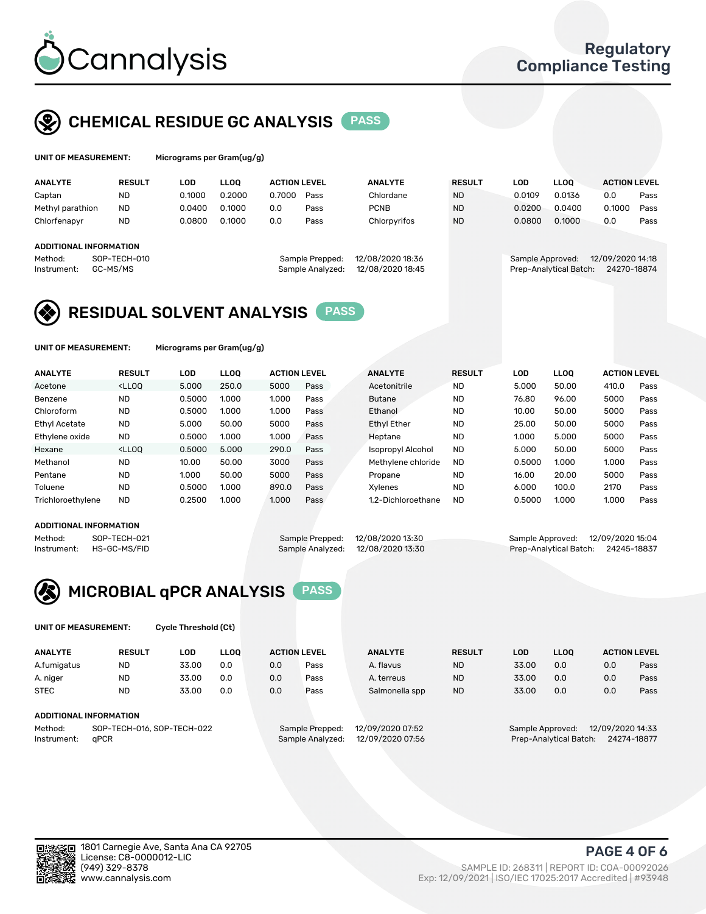Cannalysis

Regulatory Compliance Testing

## CHEMICAL RESIDUE GC ANALYSIS PASS

**UNIT OF MEASUREMENT:** Micrograms per Gram(ug/g)

| ANALYTE | RESULT | LOD | LLOQ | ACTION LEVEL | | ANALYTE | RESULT | LOD | LLOQ | ACTION LEVEL | |
|---|---|---|---|---|---|---|---|---|---|---|---|
| Captan | ND | 0.1000 | 0.2000 | 0.7000 | Pass | Chlordane | ND | 0.0109 | 0.0136 | 0.0 | Pass |
| Methyl parathion | ND | 0.0400 | 0.1000 | 0.0 | Pass | PCNB | ND | 0.0200 | 0.0400 | 0.1000 | Pass |
| Chlorfenapyr | ND | 0.0800 | 0.1000 | 0.0 | Pass | Chlorpyrifos | ND | 0.0800 | 0.1000 | 0.0 | Pass |

**ADDITIONAL INFORMATION**

Method: SOP-TECH-010
Instrument: GC-MS/MS
Sample Prepped: 12/08/2020 18:36
Sample Analyzed: 12/08/2020 18:45
Sample Approved: 12/09/2020 14:18
Prep-Analytical Batch: 24270-18874

## RESIDUAL SOLVENT ANALYSIS PASS

**UNIT OF MEASUREMENT:** Micrograms per Gram(ug/g)

| ANALYTE | RESULT | LOD | LLOQ | ACTION LEVEL | | ANALYTE | RESULT | LOD | LLOQ | ACTION LEVEL | |
|---|---|---|---|---|---|---|---|---|---|---|---|
| Acetone | <LLOQ | 5.000 | 250.0 | 5000 | Pass | Acetonitrile | ND | 5.000 | 50.00 | 410.0 | Pass |
| Benzene | ND | 0.5000 | 1.000 | 1.000 | Pass | Butane | ND | 76.80 | 96.00 | 5000 | Pass |
| Chloroform | ND | 0.5000 | 1.000 | 1.000 | Pass | Ethanol | ND | 10.00 | 50.00 | 5000 | Pass |
| Ethyl Acetate | ND | 5.000 | 50.00 | 5000 | Pass | Ethyl Ether | ND | 25.00 | 50.00 | 5000 | Pass |
| Ethylene oxide | ND | 0.5000 | 1.000 | 1.000 | Pass | Heptane | ND | 1.000 | 5.000 | 5000 | Pass |
| Hexane | <LLOQ | 0.5000 | 5.000 | 290.0 | Pass | Isopropyl Alcohol | ND | 5.000 | 50.00 | 5000 | Pass |
| Methanol | ND | 10.00 | 50.00 | 3000 | Pass | Methylene chloride | ND | 0.5000 | 1.000 | 1.000 | Pass |
| Pentane | ND | 1.000 | 50.00 | 5000 | Pass | Propane | ND | 16.00 | 20.00 | 5000 | Pass |
| Toluene | ND | 0.5000 | 1.000 | 890.0 | Pass | Xylenes | ND | 6.000 | 100.0 | 2170 | Pass |
| Trichloroethylene | ND | 0.2500 | 1.000 | 1.000 | Pass | 1,2-Dichloroethane | ND | 0.5000 | 1.000 | 1.000 | Pass |

**ADDITIONAL INFORMATION**

Method: SOP-TECH-021
Instrument: HS-GC-MS/FID
Sample Prepped: 12/08/2020 13:30
Sample Analyzed: 12/08/2020 13:30
Sample Approved: 12/09/2020 15:04
Prep-Analytical Batch: 24245-18837

## MICROBIAL qPCR ANALYSIS PASS

**UNIT OF MEASUREMENT:** Cycle Threshold (Ct)

| ANALYTE | RESULT | LOD | LLOQ | ACTION LEVEL | | ANALYTE | RESULT | LOD | LLOQ | ACTION LEVEL | |
|---|---|---|---|---|---|---|---|---|---|---|---|
| A.fumigatus | ND | 33.00 | 0.0 | 0.0 | Pass | A. flavus | ND | 33.00 | 0.0 | 0.0 | Pass |
| A. niger | ND | 33.00 | 0.0 | 0.0 | Pass | A. terreus | ND | 33.00 | 0.0 | 0.0 | Pass |
| STEC | ND | 33.00 | 0.0 | 0.0 | Pass | Salmonella spp | ND | 33.00 | 0.0 | 0.0 | Pass |

**ADDITIONAL INFORMATION**

Method: SOP-TECH-016, SOP-TECH-022
Instrument: qPCR
Sample Prepped: 12/09/2020 07:52
Sample Analyzed: 12/09/2020 07:56
Sample Approved: 12/09/2020 14:33
Prep-Analytical Batch: 24274-18877

1801 Carnegie Ave, Santa Ana CA 92705
License: C8-0000012-LIC
(949) 329-8378
www.cannalysis.com

SAMPLE ID: 268311 | REPORT ID: COA-00092026
Exp: 12/09/2021 | ISO/IEC 17025:2017 Accredited | #93948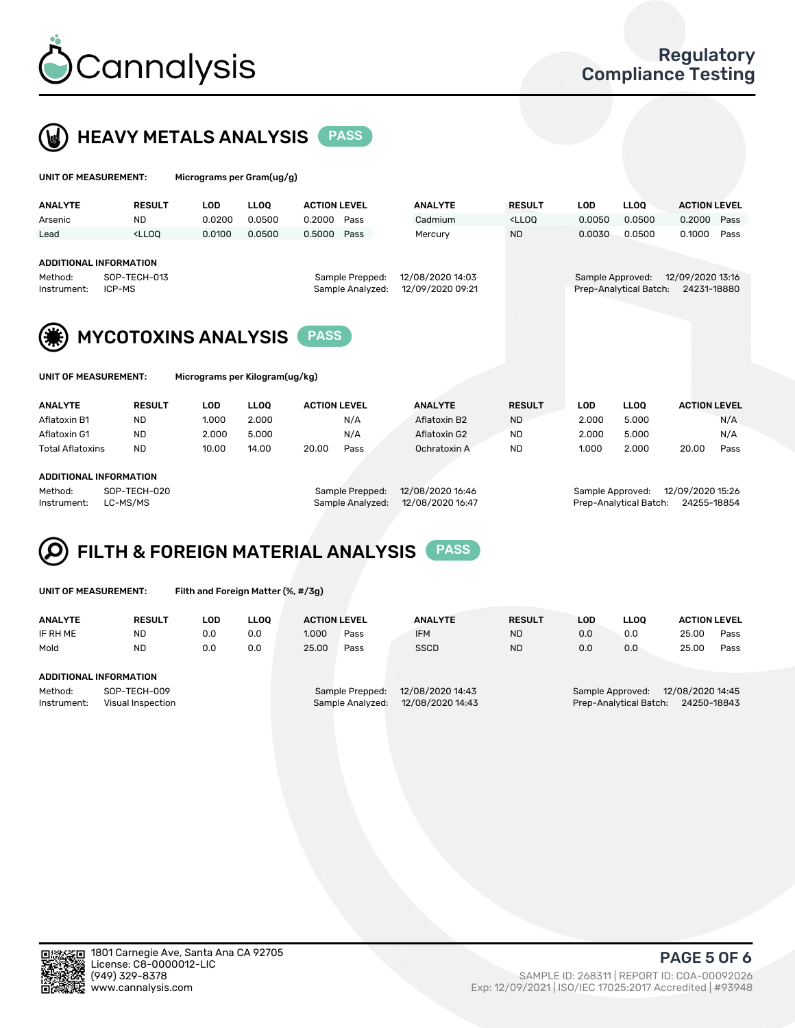# Cannalysis

Regulatory Compliance Testing

## HEAVY METALS ANALYSIS PASS

**UNIT OF MEASUREMENT:** Micrograms per Gram(ug/g)

| ANALYTE | RESULT | LOD | LLOQ | ACTION LEVEL | | ANALYTE | RESULT | LOD | LLOQ | ACTION LEVEL | |
|---|---|---|---|---|---|---|---|---|---|---|---|
| Arsenic | ND | 0.0200 | 0.0500 | 0.2000 | Pass | Cadmium | <LLOQ | 0.0050 | 0.0500 | 0.2000 | Pass |
| Lead | <LLOQ | 0.0100 | 0.0500 | 0.5000 | Pass | Mercury | ND | 0.0030 | 0.0500 | 0.1000 | Pass |

**ADDITIONAL INFORMATION**

Method: SOP-TECH-013
Instrument: ICP-MS

Sample Prepped: 12/08/2020 14:03
Sample Analyzed: 12/09/2020 09:21

Sample Approved: 12/09/2020 13:16
Prep-Analytical Batch: 24231-18880

## MYCOTOXINS ANALYSIS PASS

**UNIT OF MEASUREMENT:** Micrograms per Kilogram(ug/kg)

| ANALYTE | RESULT | LOD | LLOQ | ACTION LEVEL | | ANALYTE | RESULT | LOD | LLOQ | ACTION LEVEL | |
|---|---|---|---|---|---|---|---|---|---|---|---|
| Aflatoxin B1 | ND | 1.000 | 2.000 | | N/A | Aflatoxin B2 | ND | 2.000 | 5.000 | | N/A |
| Aflatoxin G1 | ND | 2.000 | 5.000 | | N/A | Aflatoxin G2 | ND | 2.000 | 5.000 | | N/A |
| Total Aflatoxins | ND | 10.00 | 14.00 | 20.00 | Pass | Ochratoxin A | ND | 1.000 | 2.000 | 20.00 | Pass |

**ADDITIONAL INFORMATION**

Method: SOP-TECH-020
Instrument: LC-MS/MS

Sample Prepped: 12/08/2020 16:46
Sample Analyzed: 12/08/2020 16:47

Sample Approved: 12/09/2020 15:26
Prep-Analytical Batch: 24255-18854

## FILTH & FOREIGN MATERIAL ANALYSIS PASS

**UNIT OF MEASUREMENT:** Filth and Foreign Matter (%, #/3g)

| ANALYTE | RESULT | LOD | LLOQ | ACTION LEVEL | | ANALYTE | RESULT | LOD | LLOQ | ACTION LEVEL | |
|---|---|---|---|---|---|---|---|---|---|---|---|
| IF RH ME | ND | 0.0 | 0.0 | 1.000 | Pass | IFM | ND | 0.0 | 0.0 | 25.00 | Pass |
| Mold | ND | 0.0 | 0.0 | 25.00 | Pass | SSCD | ND | 0.0 | 0.0 | 25.00 | Pass |

**ADDITIONAL INFORMATION**

Method: SOP-TECH-009
Instrument: Visual Inspection

Sample Prepped: 12/08/2020 14:43
Sample Analyzed: 12/08/2020 14:43

Sample Approved: 12/08/2020 14:45
Prep-Analytical Batch: 24250-18843

1801 Carnegie Ave, Santa Ana CA 92705
License: C8-0000012-LIC
(949) 329-8378
www.cannalysis.com

SAMPLE ID: 268311 | REPORT ID: COA-00092026
Exp: 12/09/2021 | ISO/IEC 17025:2017 Accredited | #93948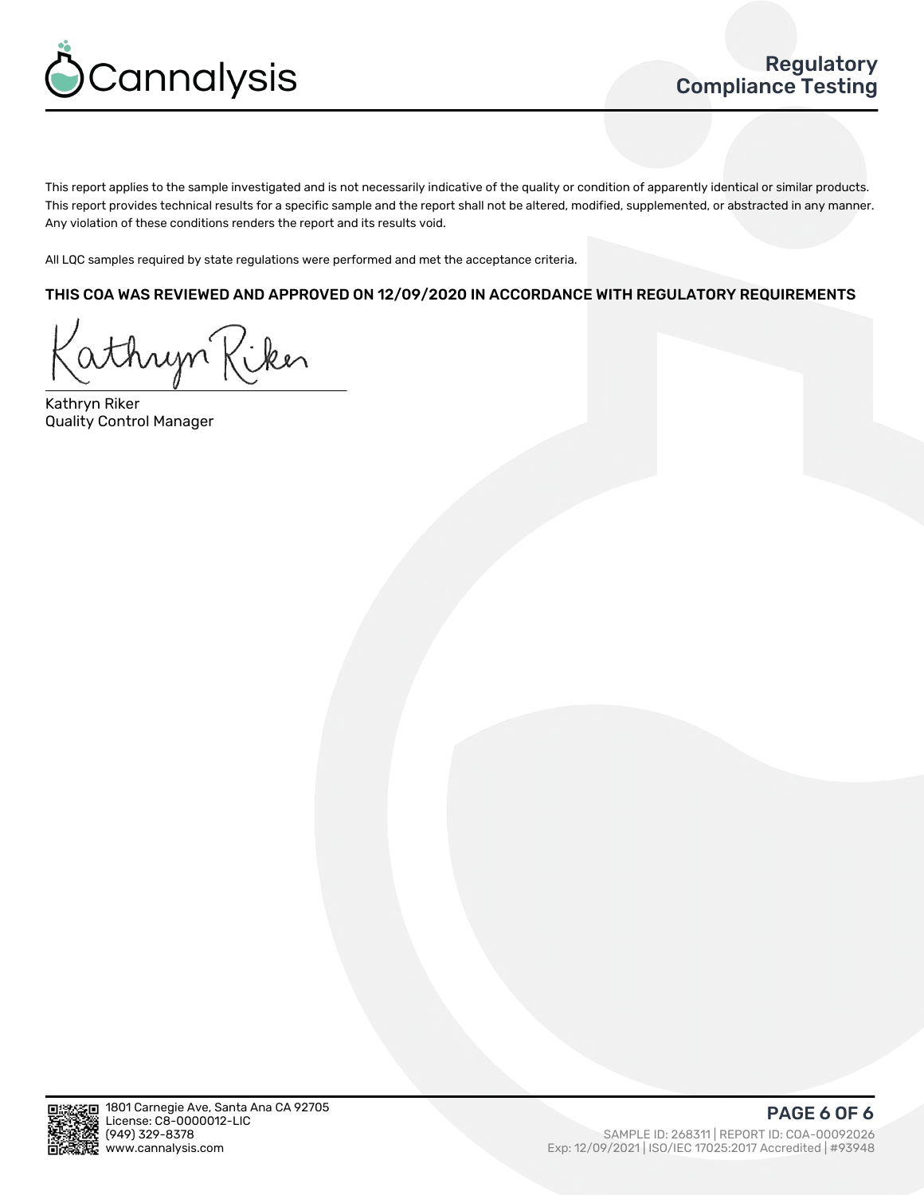This report applies to the sample investigated and is not necessarily indicative of the quality or condition of apparently identical or similar products. This report provides technical results for a specific sample and the report shall not be altered, modified, supplemented, or abstracted in any manner. Any violation of these conditions renders the report and its results void.

All LQC samples required by state regulations were performed and met the acceptance criteria.

**THIS COA WAS REVIEWED AND APPROVED ON 12/09/2020 IN ACCORDANCE WITH REGULATORY REQUIREMENTS**

Kathryn Riker
Quality Control Manager